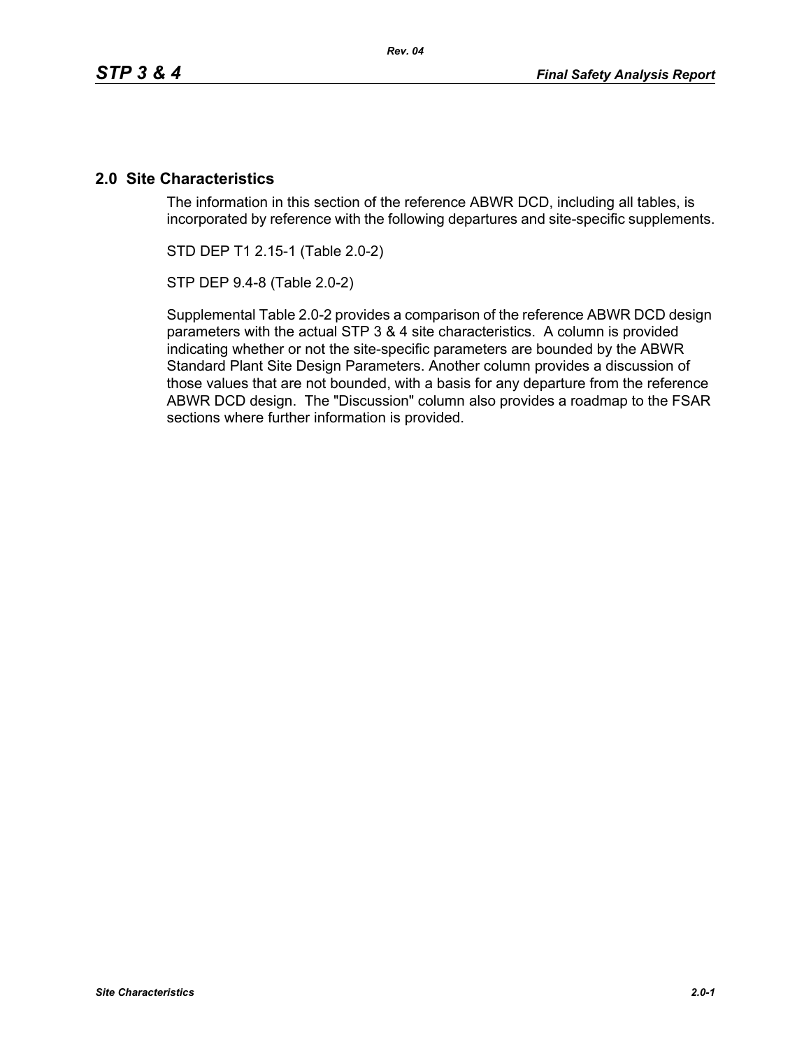# 2.0 Site Characteristics

The information in this section of the reference ABWR DCD, including all tables, is incorporated by reference with the following departures and site-specific supplements.

STD DEP T1 2.15-1 (Table 2.0-2)

STP DEP 9.4-8 (Table 2.0-2)

Supplemental Table 2.0-2 provides a comparison of the reference ABWR DCD design parameters with the actual STP 3 & 4 site characteristics. A column is provided indicating whether or not the site-specific parameters are bounded by the ABWR Standard Plant Site Design Parameters. Another column provides a discussion of those values that are not bounded, with a basis for any departure from the reference ABWR DCD design. The "Discussion" column also provides a roadmap to the FSAR sections where further information is provided.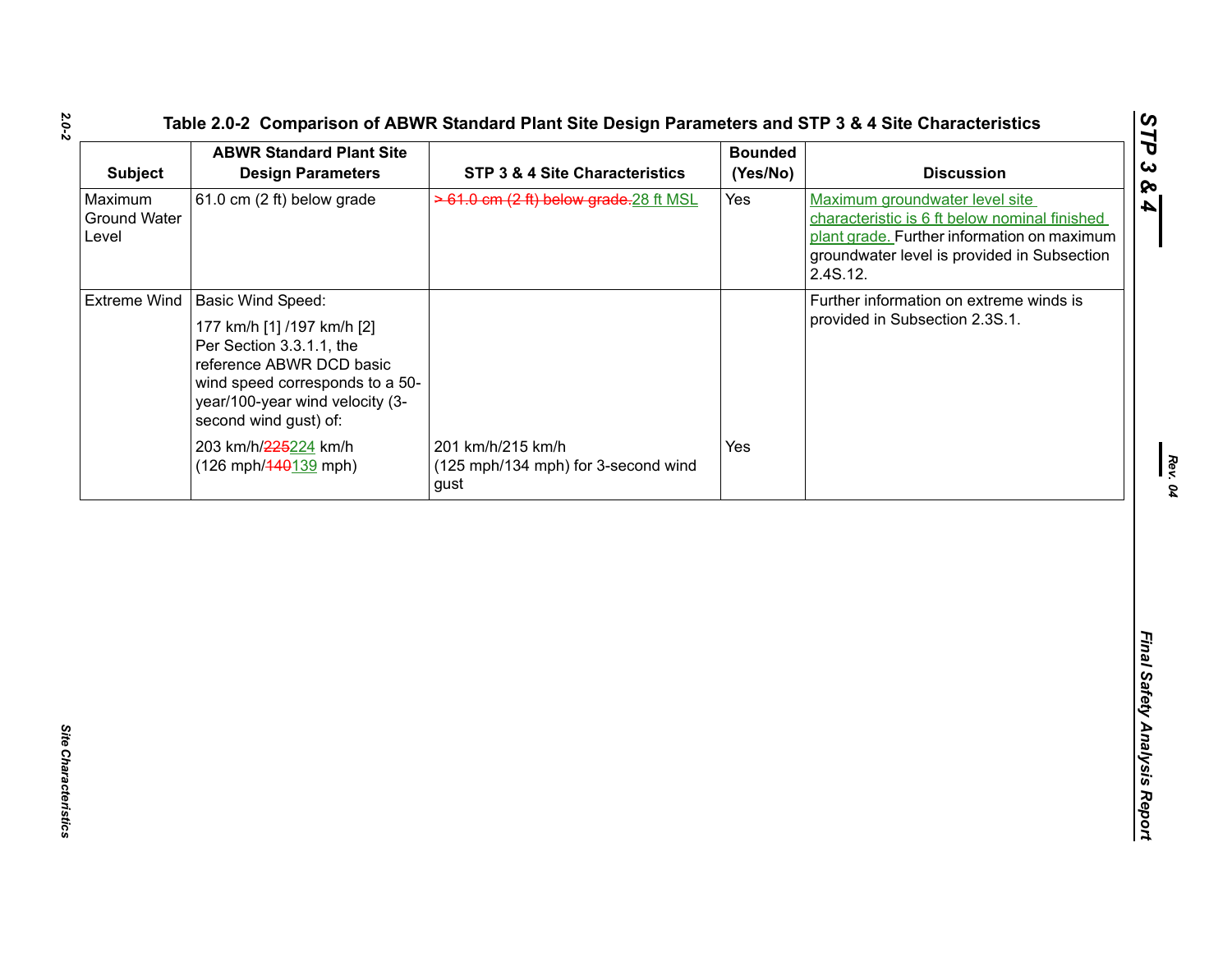Table 2.0-2 Comparison of ABWR Standard Plant Site Design Parameters and STP 3 & 4 Site Characteristics

| Subject | ABWR Standard Plant Site Design Parameters | STP 3 & 4 Site Characteristics | Bounded (Yes/No) | Discussion |
|---|---|---|---|---|
| Maximum Ground Water Level | 61.0 cm (2 ft) below grade | ~~> 61.0 cm (2 ft) below grade.~~28 ft MSL | Yes | Maximum groundwater level site characteristic is 6 ft below nominal finished plant grade. Further information on maximum groundwater level is provided in Subsection 2.4S.12. |
| Extreme Wind | Basic Wind Speed:<br><br>177 km/h [1] /197 km/h [2]<br>Per Section 3.3.1.1, the reference ABWR DCD basic wind speed corresponds to a 50-year/100-year wind velocity (3-second wind gust) of:<br><br>203 km/h/~~225~~224 km/h<br>(126 mph/~~140~~139 mph) | 201 km/h/215 km/h<br>(125 mph/134 mph) for 3-second wind gust | Yes | Further information on extreme winds is provided in Subsection 2.3S.1. |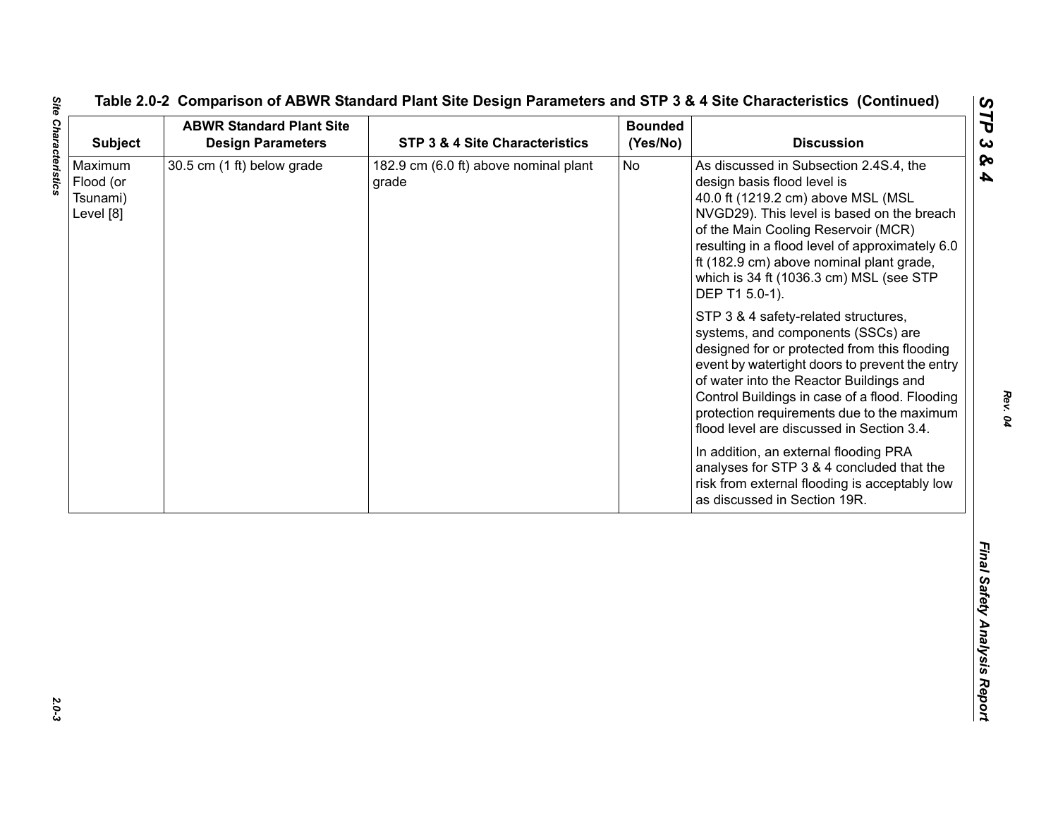Table 2.0-2 Comparison of ABWR Standard Plant Site Design Parameters and STP 3 & 4 Site Characteristics (Continued)

| Subject | ABWR Standard Plant Site Design Parameters | STP 3 & 4 Site Characteristics | Bounded (Yes/No) | Discussion |
|---|---|---|---|---|
| Maximum Flood (or Tsunami) Level [8] | 30.5 cm (1 ft) below grade | 182.9 cm (6.0 ft) above nominal plant grade | No | As discussed in Subsection 2.4S.4, the design basis flood level is 40.0 ft (1219.2 cm) above MSL (MSL NVGD29). This level is based on the breach of the Main Cooling Reservoir (MCR) resulting in a flood level of approximately 6.0 ft (182.9 cm) above nominal plant grade, which is 34 ft (1036.3 cm) MSL (see STP DEP T1 5.0-1).<br><br>STP 3 & 4 safety-related structures, systems, and components (SSCs) are designed for or protected from this flooding event by watertight doors to prevent the entry of water into the Reactor Buildings and Control Buildings in case of a flood. Flooding protection requirements due to the maximum flood level are discussed in Section 3.4.<br><br>In addition, an external flooding PRA analyses for STP 3 & 4 concluded that the risk from external flooding is acceptably low as discussed in Section 19R. |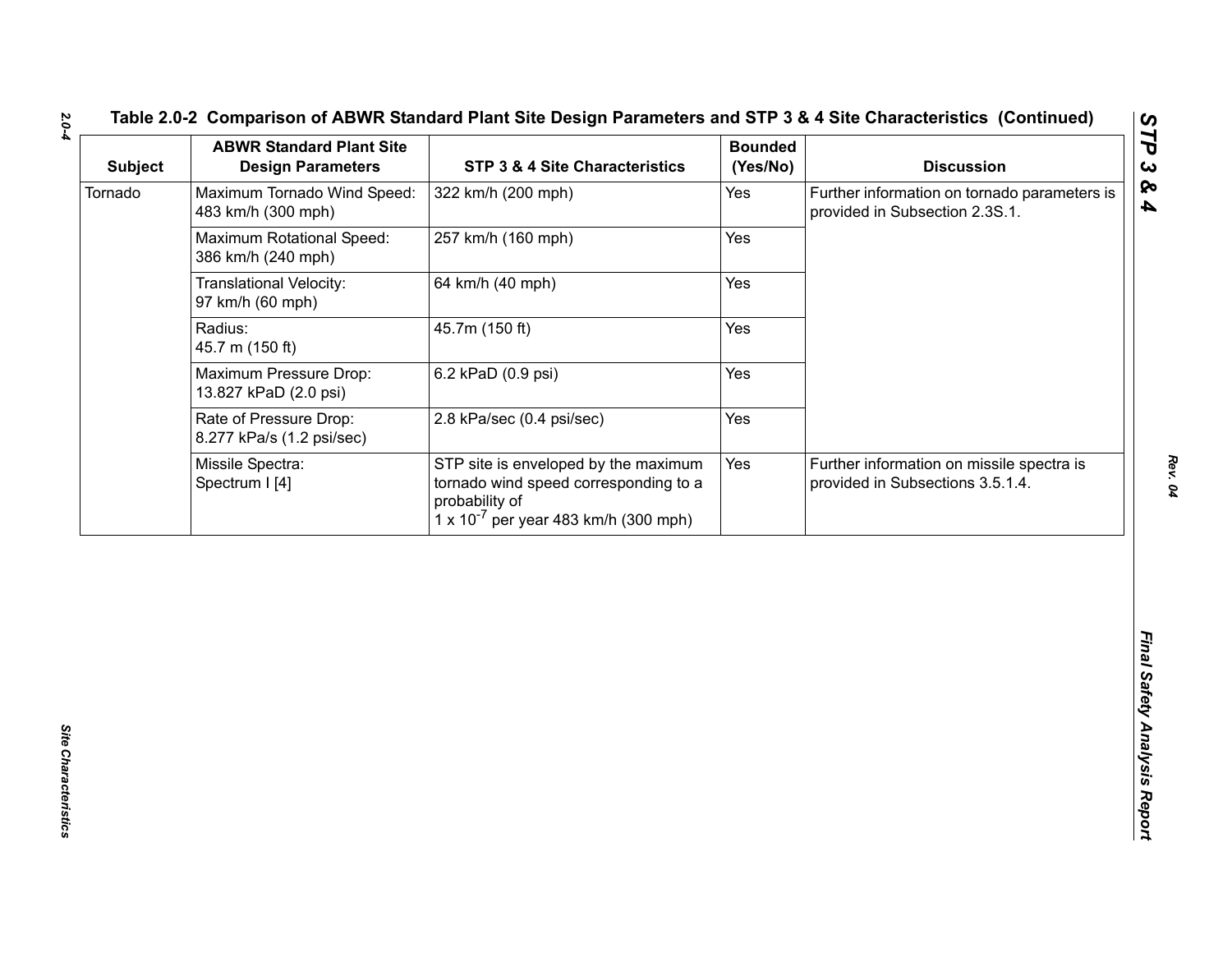## Table 2.0-2 Comparison of ABWR Standard Plant Site Design Parameters and STP 3 & 4 Site Characteristics (Continued)

| Subject | ABWR Standard Plant Site Design Parameters | STP 3 & 4 Site Characteristics | Bounded (Yes/No) | Discussion |
|---|---|---|---|---|
| Tornado | Maximum Tornado Wind Speed: 483 km/h (300 mph) | 322 km/h (200 mph) | Yes | Further information on tornado parameters is provided in Subsection 2.3S.1. |
| | Maximum Rotational Speed: 386 km/h (240 mph) | 257 km/h (160 mph) | Yes | |
| | Translational Velocity: 97 km/h (60 mph) | 64 km/h (40 mph) | Yes | |
| | Radius: 45.7 m (150 ft) | 45.7m (150 ft) | Yes | |
| | Maximum Pressure Drop: 13.827 kPaD (2.0 psi) | 6.2 kPaD (0.9 psi) | Yes | |
| | Rate of Pressure Drop: 8.277 kPa/s (1.2 psi/sec) | 2.8 kPa/sec (0.4 psi/sec) | Yes | |
| | Missile Spectra: Spectrum I [4] | STP site is enveloped by the maximum tornado wind speed corresponding to a probability of $1 \times 10^{-7}$ per year 483 km/h (300 mph) | Yes | Further information on missile spectra is provided in Subsections 3.5.1.4. |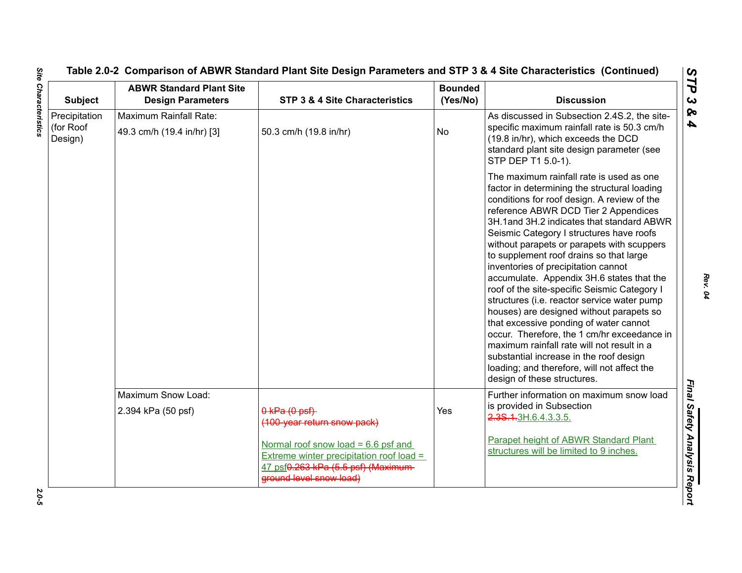## Table 2.0-2 Comparison of ABWR Standard Plant Site Design Parameters and STP 3 & 4 Site Characteristics (Continued)

| Subject | ABWR Standard Plant Site Design Parameters | STP 3 & 4 Site Characteristics | Bounded (Yes/No) | Discussion |
|---|---|---|---|---|
| Precipitation (for Roof Design) | Maximum Rainfall Rate:<br>49.3 cm/h (19.4 in/hr) [3] | 50.3 cm/h (19.8 in/hr) | No | As discussed in Subsection 2.4S.2, the site-specific maximum rainfall rate is 50.3 cm/h (19.8 in/hr), which exceeds the DCD standard plant site design parameter (see STP DEP T1 5.0-1).<br><br>The maximum rainfall rate is used as one factor in determining the structural loading conditions for roof design. A review of the reference ABWR DCD Tier 2 Appendices 3H.1and 3H.2 indicates that standard ABWR Seismic Category I structures have roofs without parapets or parapets with scuppers to supplement roof drains so that large inventories of precipitation cannot accumulate. Appendix 3H.6 states that the roof of the site-specific Seismic Category I structures (i.e. reactor service water pump houses) are designed without parapets so that excessive ponding of water cannot occur. Therefore, the 1 cm/hr exceedance in maximum rainfall rate will not result in a substantial increase in the roof design loading; and therefore, will not affect the design of these structures. |
| | Maximum Snow Load:<br>2.394 kPa (50 psf) | ~~0 kPa (0 psf)~~<br>~~(100-year return snow pack)~~<br><br>Normal roof snow load = 6.6 psf and Extreme winter precipitation roof load = 47 psf~~0.263 kPa (5.5 psf) (Maximum ground level snow load)~~ | Yes | Further information on maximum snow load is provided in Subsection ~~2.3S.1.~~3H.6.4.3.3.5.<br><br>Parapet height of ABWR Standard Plant structures will be limited to 9 inches. |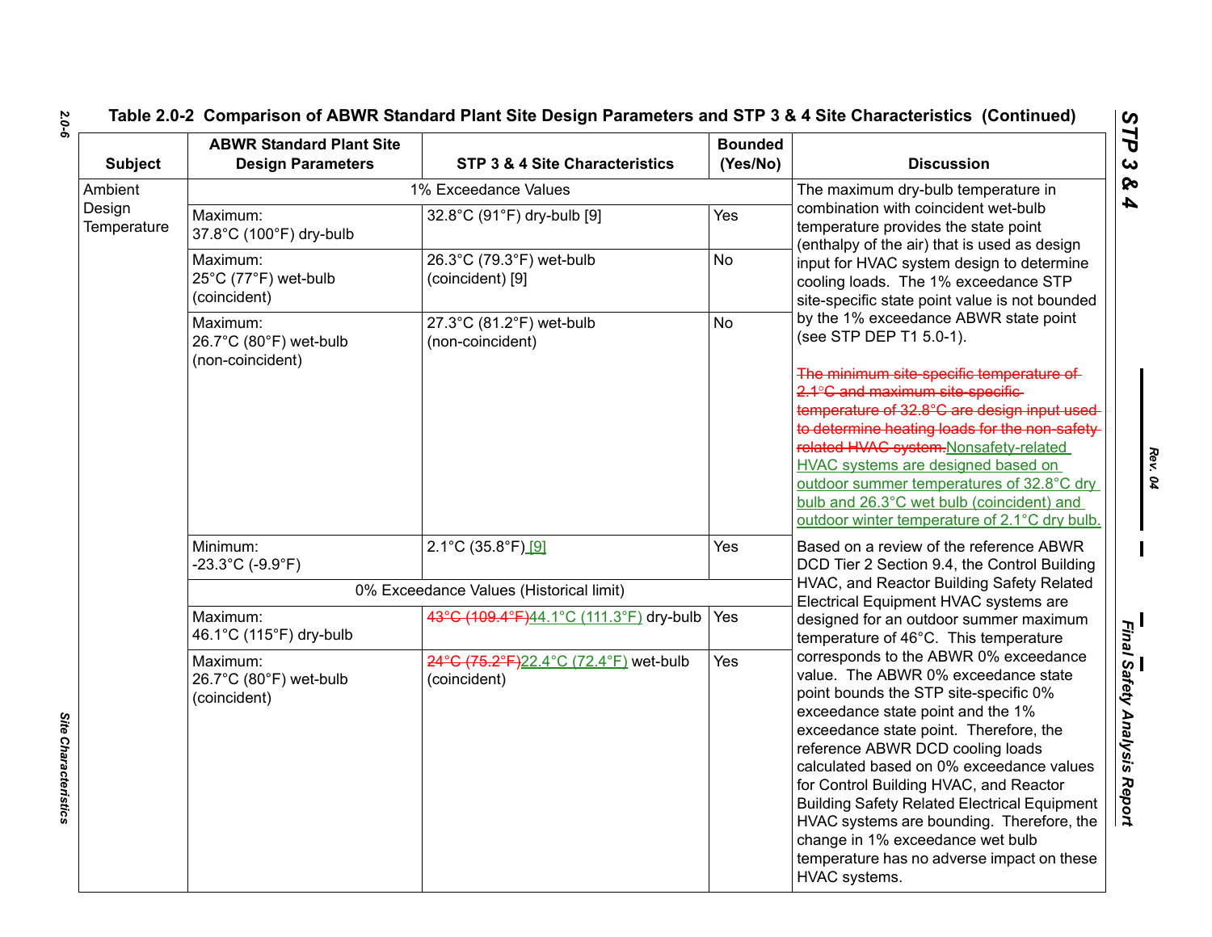## Table 2.0-2 Comparison of ABWR Standard Plant Site Design Parameters and STP 3 & 4 Site Characteristics (Continued)

| Subject | ABWR Standard Plant Site Design Parameters | STP 3 & 4 Site Characteristics | Bounded (Yes/No) | Discussion |
|---|---|---|---|---|
| Ambient Design Temperature | 1% Exceedance Values | | | The maximum dry-bulb temperature in combination with coincident wet-bulb temperature provides the state point (enthalpy of the air) that is used as design input for HVAC system design to determine cooling loads. The 1% exceedance STP site-specific state point value is not bounded by the 1% exceedance ABWR state point (see STP DEP T1 5.0-1).<br><br>~~The minimum site-specific temperature of 2.1°C and maximum site-specific temperature of 32.8°C are design input used to determine heating loads for the non-safety related HVAC system.~~ Nonsafety-related HVAC systems are designed based on outdoor summer temperatures of 32.8°C dry bulb and 26.3°C wet bulb (coincident) and outdoor winter temperature of 2.1°C dry bulb. |
| | Maximum: 37.8°C (100°F) dry-bulb | 32.8°C (91°F) dry-bulb [9] | Yes | |
| | Maximum: 25°C (77°F) wet-bulb (coincident) | 26.3°C (79.3°F) wet-bulb (coincident) [9] | No | |
| | Maximum: 26.7°C (80°F) wet-bulb (non-coincident) | 27.3°C (81.2°F) wet-bulb (non-coincident) | No | |
| | Minimum: -23.3°C (-9.9°F) | 2.1°C (35.8°F) [9] | Yes | Based on a review of the reference ABWR DCD Tier 2 Section 9.4, the Control Building HVAC, and Reactor Building Safety Related Electrical Equipment HVAC systems are designed for an outdoor summer maximum temperature of 46°C. This temperature corresponds to the ABWR 0% exceedance value. The ABWR 0% exceedance state point bounds the STP site-specific 0% exceedance state point and the 1% exceedance state point. Therefore, the reference ABWR DCD cooling loads calculated based on 0% exceedance values for Control Building HVAC, and Reactor Building Safety Related Electrical Equipment HVAC systems are bounding. Therefore, the change in 1% exceedance wet bulb temperature has no adverse impact on these HVAC systems. |
| | 0% Exceedance Values (Historical limit) | | | |
| | Maximum: 46.1°C (115°F) dry-bulb | ~~43°C (109.4°F)~~ 44.1°C (111.3°F) dry-bulb | Yes | |
| | Maximum: 26.7°C (80°F) wet-bulb (coincident) | ~~24°C (75.2°F)~~ 22.4°C (72.4°F) wet-bulb (coincident) | Yes | |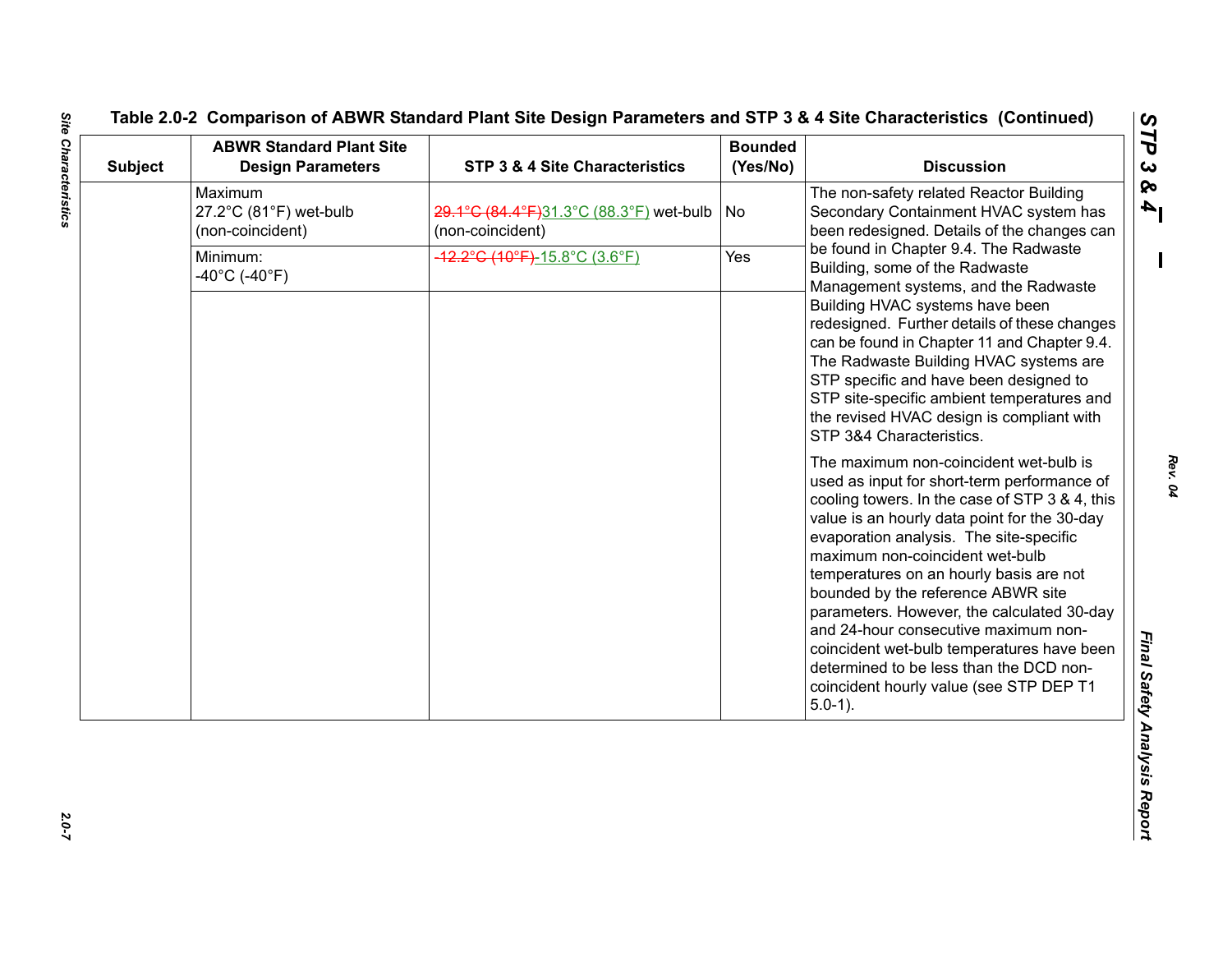## Table 2.0-2 Comparison of ABWR Standard Plant Site Design Parameters and STP 3 & 4 Site Characteristics (Continued)

| Subject | ABWR Standard Plant Site Design Parameters | STP 3 & 4 Site Characteristics | Bounded (Yes/No) | Discussion |
|---|---|---|---|---|
| | Maximum 27.2°C (81°F) wet-bulb (non-coincident) | ~~29.1°C (84.4°F)~~31.3°C (88.3°F) wet-bulb (non-coincident) | No | The non-safety related Reactor Building Secondary Containment HVAC system has been redesigned. Details of the changes can be found in Chapter 9.4. The Radwaste Building, some of the Radwaste Management systems, and the Radwaste Building HVAC systems have been redesigned. Further details of these changes can be found in Chapter 11 and Chapter 9.4. The Radwaste Building HVAC systems are STP specific and have been designed to STP site-specific ambient temperatures and the revised HVAC design is compliant with STP 3&4 Characteristics. |
| | Minimum: -40°C (-40°F) | ~~-12.2°C (10°F)~~ -15.8°C (3.6°F) | Yes | |
| | | | | The maximum non-coincident wet-bulb is used as input for short-term performance of cooling towers. In the case of STP 3 & 4, this value is an hourly data point for the 30-day evaporation analysis. The site-specific maximum non-coincident wet-bulb temperatures on an hourly basis are not bounded by the reference ABWR site parameters. However, the calculated 30-day and 24-hour consecutive maximum non-coincident wet-bulb temperatures have been determined to be less than the DCD non-coincident hourly value (see STP DEP T1 5.0-1). |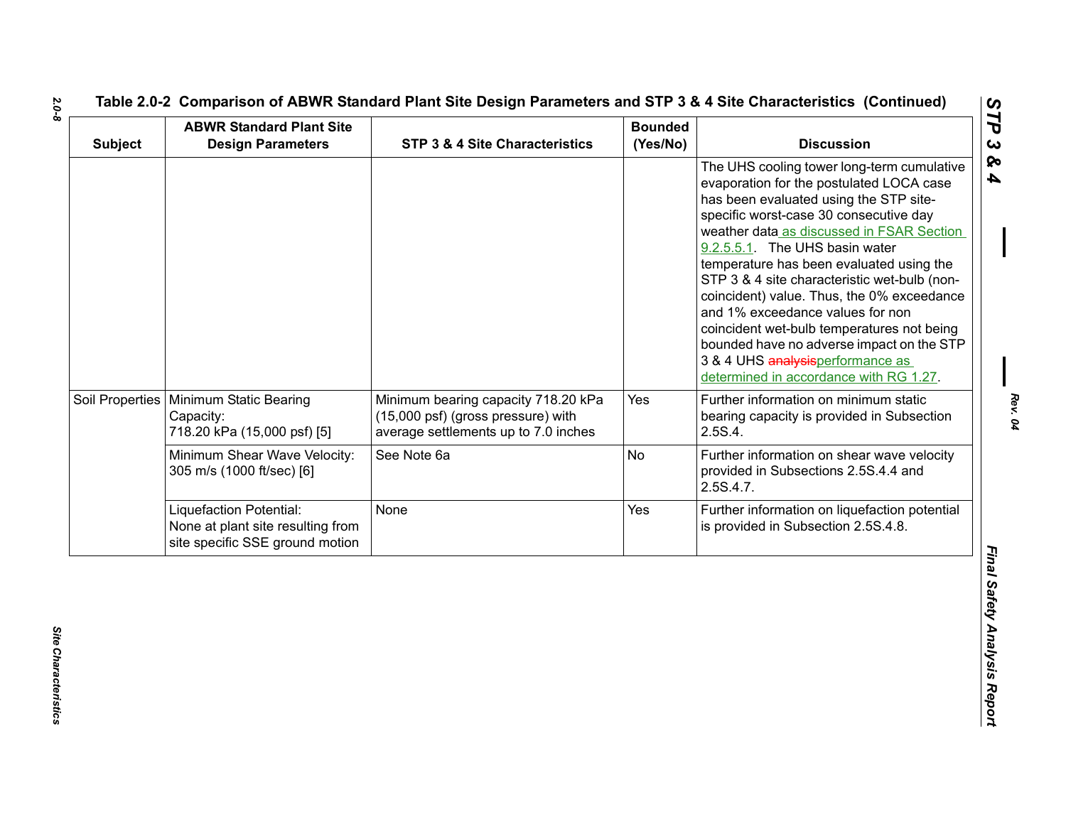Table 2.0-2 Comparison of ABWR Standard Plant Site Design Parameters and STP 3 & 4 Site Characteristics (Continued)

| Subject | ABWR Standard Plant Site Design Parameters | STP 3 & 4 Site Characteristics | Bounded (Yes/No) | Discussion |
|---|---|---|---|---|
| | | | | The UHS cooling tower long-term cumulative evaporation for the postulated LOCA case has been evaluated using the STP site-specific worst-case 30 consecutive day weather data as discussed in FSAR Section 9.2.5.5.1. The UHS basin water temperature has been evaluated using the STP 3 & 4 site characteristic wet-bulb (non-coincident) value. Thus, the 0% exceedance and 1% exceedance values for non coincident wet-bulb temperatures not being bounded have no adverse impact on the STP 3 & 4 UHS ~~analysis~~performance as determined in accordance with RG 1.27. |
| Soil Properties | Minimum Static Bearing Capacity: 718.20 kPa (15,000 psf) [5] | Minimum bearing capacity 718.20 kPa (15,000 psf) (gross pressure) with average settlements up to 7.0 inches | Yes | Further information on minimum static bearing capacity is provided in Subsection 2.5S.4. |
| | Minimum Shear Wave Velocity: 305 m/s (1000 ft/sec) [6] | See Note 6a | No | Further information on shear wave velocity provided in Subsections 2.5S.4.4 and 2.5S.4.7. |
| | Liquefaction Potential: None at plant site resulting from site specific SSE ground motion | None | Yes | Further information on liquefaction potential is provided in Subsection 2.5S.4.8. |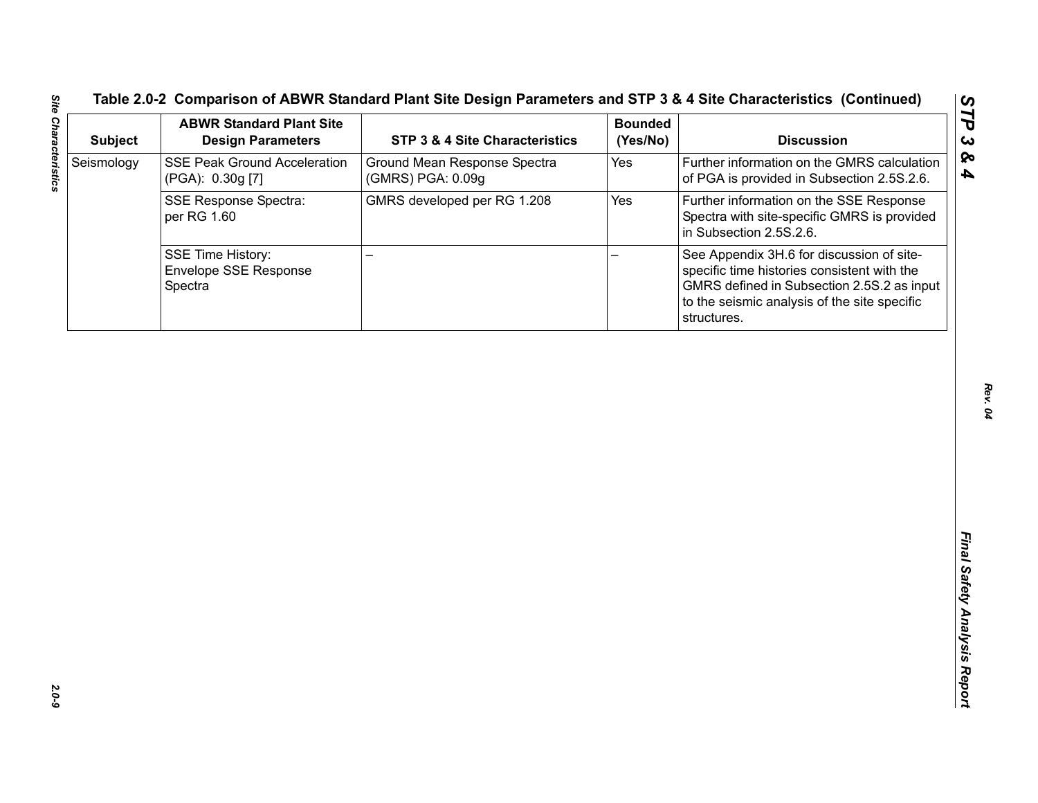**Table 2.0-2 Comparison of ABWR Standard Plant Site Design Parameters and STP 3 & 4 Site Characteristics (Continued)**

| Subject | ABWR Standard Plant Site Design Parameters | STP 3 & 4 Site Characteristics | Bounded (Yes/No) | Discussion |
|---|---|---|---|---|
| Seismology | SSE Peak Ground Acceleration (PGA): 0.30g [7] | Ground Mean Response Spectra (GMRS) PGA: 0.09g | Yes | Further information on the GMRS calculation of PGA is provided in Subsection 2.5S.2.6. |
| | SSE Response Spectra: per RG 1.60 | GMRS developed per RG 1.208 | Yes | Further information on the SSE Response Spectra with site-specific GMRS is provided in Subsection 2.5S.2.6. |
| | SSE Time History: Envelope SSE Response Spectra | – | – | See Appendix 3H.6 for discussion of site-specific time histories consistent with the GMRS defined in Subsection 2.5S.2 as input to the seismic analysis of the site specific structures. |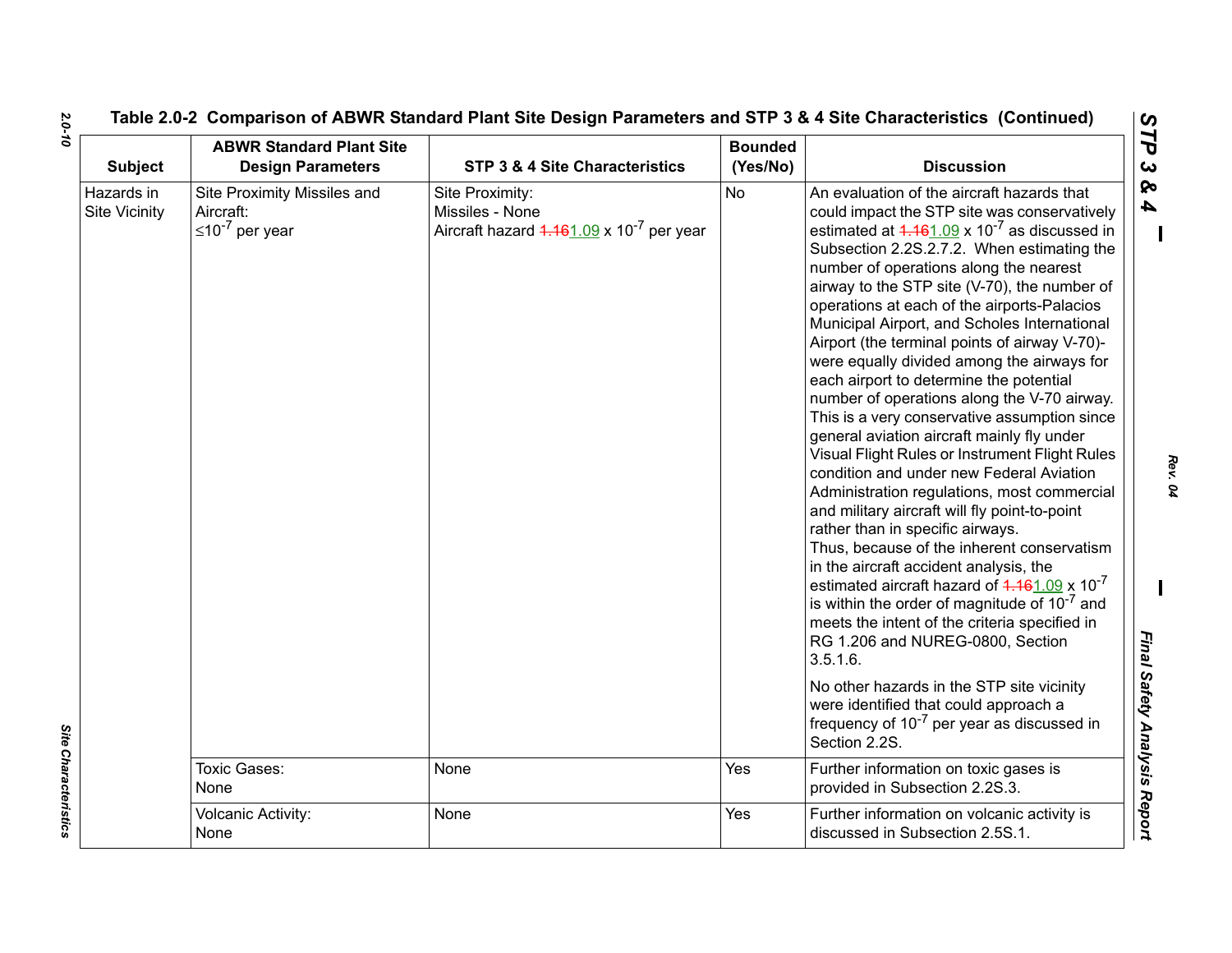# Table 2.0-2 Comparison of ABWR Standard Plant Site Design Parameters and STP 3 & 4 Site Characteristics (Continued)

| Subject | ABWR Standard Plant Site Design Parameters | STP 3 & 4 Site Characteristics | Bounded (Yes/No) | Discussion |
|---|---|---|---|---|
| Hazards in Site Vicinity | Site Proximity Missiles and Aircraft: $\leq 10^{-7}$ per year | Site Proximity: Missiles - None Aircraft hazard ~~1.16~~1.09 x $10^{-7}$ per year | No | An evaluation of the aircraft hazards that could impact the STP site was conservatively estimated at ~~1.16~~1.09 x $10^{-7}$ as discussed in Subsection 2.2S.2.7.2. When estimating the number of operations along the nearest airway to the STP site (V-70), the number of operations at each of the airports-Palacios Municipal Airport, and Scholes International Airport (the terminal points of airway V-70)- were equally divided among the airways for each airport to determine the potential number of operations along the V-70 airway. This is a very conservative assumption since general aviation aircraft mainly fly under Visual Flight Rules or Instrument Flight Rules condition and under new Federal Aviation Administration regulations, most commercial and military aircraft will fly point-to-point rather than in specific airways. Thus, because of the inherent conservatism in the aircraft accident analysis, the estimated aircraft hazard of ~~1.16~~1.09 x $10^{-7}$ is within the order of magnitude of $10^{-7}$ and meets the intent of the criteria specified in RG 1.206 and NUREG-0800, Section 3.5.1.6. <br><br> No other hazards in the STP site vicinity were identified that could approach a frequency of $10^{-7}$ per year as discussed in Section 2.2S. |
| | Toxic Gases: None | None | Yes | Further information on toxic gases is provided in Subsection 2.2S.3. |
| | Volcanic Activity: None | None | Yes | Further information on volcanic activity is discussed in Subsection 2.5S.1. |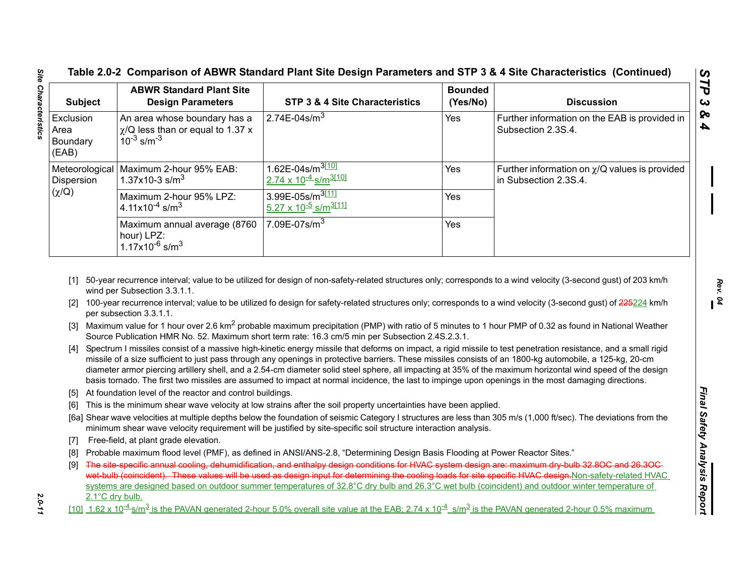## Table 2.0-2 Comparison of ABWR Standard Plant Site Design Parameters and STP 3 & 4 Site Characteristics (Continued)

| Subject | ABWR Standard Plant Site Design Parameters | STP 3 & 4 Site Characteristics | Bounded (Yes/No) | Discussion |
|---|---|---|---|---|
| Exclusion Area Boundary (EAB) | An area whose boundary has a χ/Q less than or equal to 1.37 x $10^{-3}$ $s/m^{-3}$ | 2.74E-04s/$m^3$ | Yes | Further information on the EAB is provided in Subsection 2.3S.4. |
| Meteorological Dispersion (χ/Q) | Maximum 2-hour 95% EAB: 1.37x10-3 s/$m^3$ | ~~1.62E-04s/$m^3$~~[10] 2.74 x $10^{-4}$ s/$m^3$[10] | Yes | Further information on χ/Q values is provided in Subsection 2.3S.4. |
| | Maximum 2-hour 95% LPZ: 4.11x$10^{-4}$ s/$m^3$ | ~~3.99E-05s/$m^3$~~[11] 5.27 x $10^{-5}$ s/$m^3$[11] | Yes | |
| | Maximum annual average (8760 hour) LPZ: 1.17x$10^{-6}$ s/$m^3$ | 7.09E-07s/$m^3$ | Yes | |

[1] 50-year recurrence interval; value to be utilized for design of non-safety-related structures only; corresponds to a wind velocity (3-second gust) of 203 km/h wind per Subsection 3.3.1.1.

[2] 100-year recurrence interval; value to be utilized fo design for safety-related structures only; corresponds to a wind velocity (3-second gust) of ~~225~~224 km/h per subsection 3.3.1.1.

[3] Maximum value for 1 hour over 2.6 $km^2$ probable maximum precipitation (PMP) with ratio of 5 minutes to 1 hour PMP of 0.32 as found in National Weather Source Publication HMR No. 52. Maximum short term rate: 16.3 cm/5 min per Subsection 2.4S.2.3.1.

[4] Spectrum I missiles consist of a massive high-kinetic energy missile that deforms on impact, a rigid missile to test penetration resistance, and a small rigid missile of a size sufficient to just pass through any openings in protective barriers. These missiles consists of an 1800-kg automobile, a 125-kg, 20-cm diameter armor piercing artillery shell, and a 2.54-cm diameter solid steel sphere, all impacting at 35% of the maximum horizontal wind speed of the design basis tornado. The first two missiles are assumed to impact at normal incidence, the last to impinge upon openings in the most damaging directions.

[5] At foundation level of the reactor and control buildings.

[6] This is the minimum shear wave velocity at low strains after the soil property uncertainties have been applied.

[6a] Shear wave velocities at multiple depths below the foundation of seismic Category I structures are less than 305 m/s (1,000 ft/sec). The deviations from the minimum shear wave velocity requirement will be justified by site-specific soil structure interaction analysis.

[7] Free-field, at plant grade elevation.

[8] Probable maximum flood level (PMF), as defined in ANSI/ANS-2.8, "Determining Design Basis Flooding at Power Reactor Sites."

[9] ~~The site-specific annual cooling, dehumidification, and enthalpy design conditions for HVAC system design are: maximum dry-bulb 32.8OC and 26.3OC wet-bulb (coincident). These values will be used as design input for determining the cooling loads for site specific HVAC design.~~Non-safety-related HVAC systems are designed based on outdoor summer temperatures of 32.8°C dry bulb and 26.3°C wet bulb (coincident) and outdoor winter temperature of 2.1°C dry bulb.

[10] 1.62 x $10^{-4}$ s/$m^3$ is the PAVAN generated 2-hour 5.0% overall site value at the EAB; 2.74 x $10^{-4}$ s/$m^3$ is the PAVAN generated 2-hour 0.5% maximum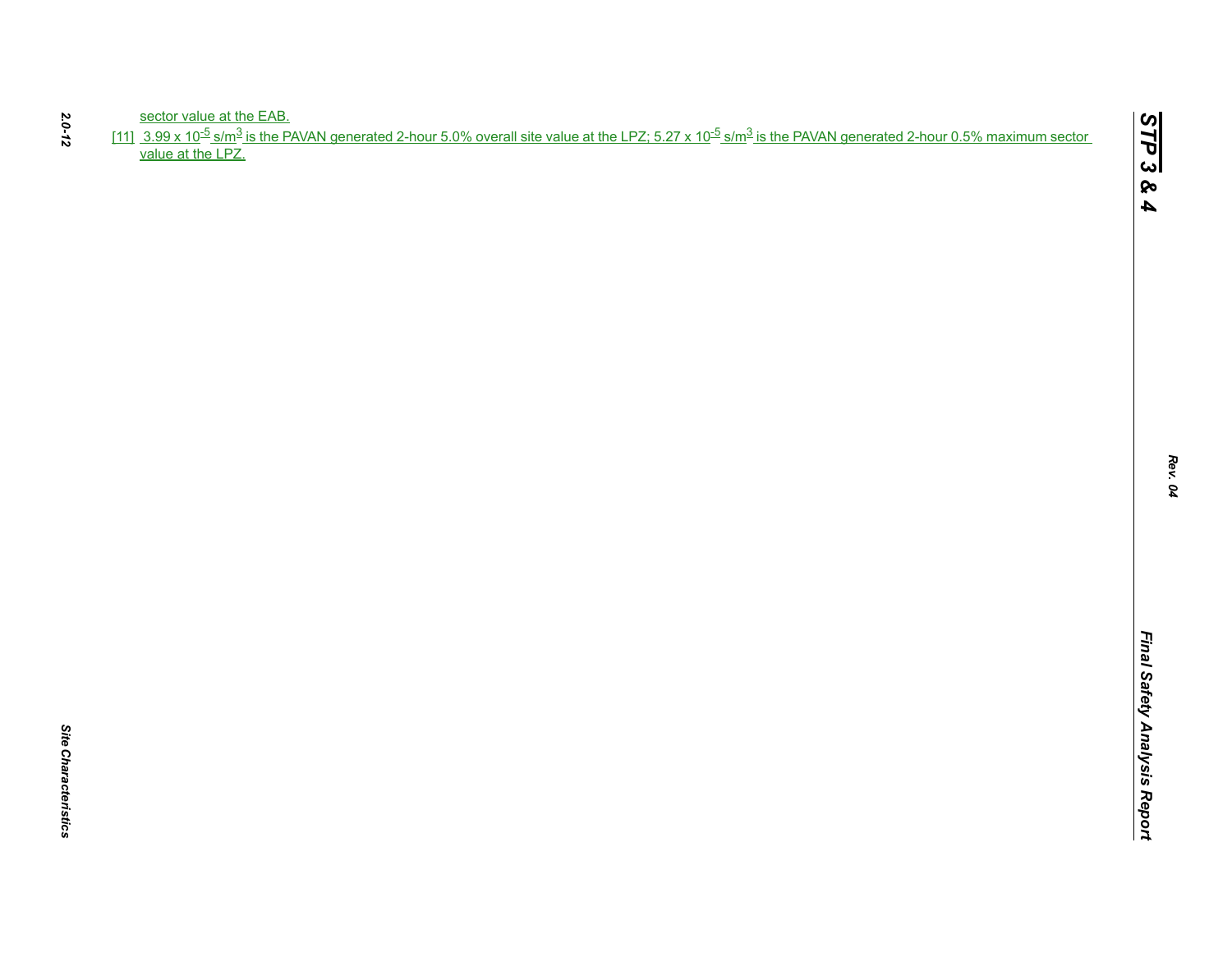sector value at the EAB.

[11] $3.99 \times 10^{-5}$ s/m$^3$ is the PAVAN generated 2-hour 5.0% overall site value at the LPZ; $5.27 \times 10^{-5}$ s/m$^3$ is the PAVAN generated 2-hour 0.5% maximum sector value at the LPZ.